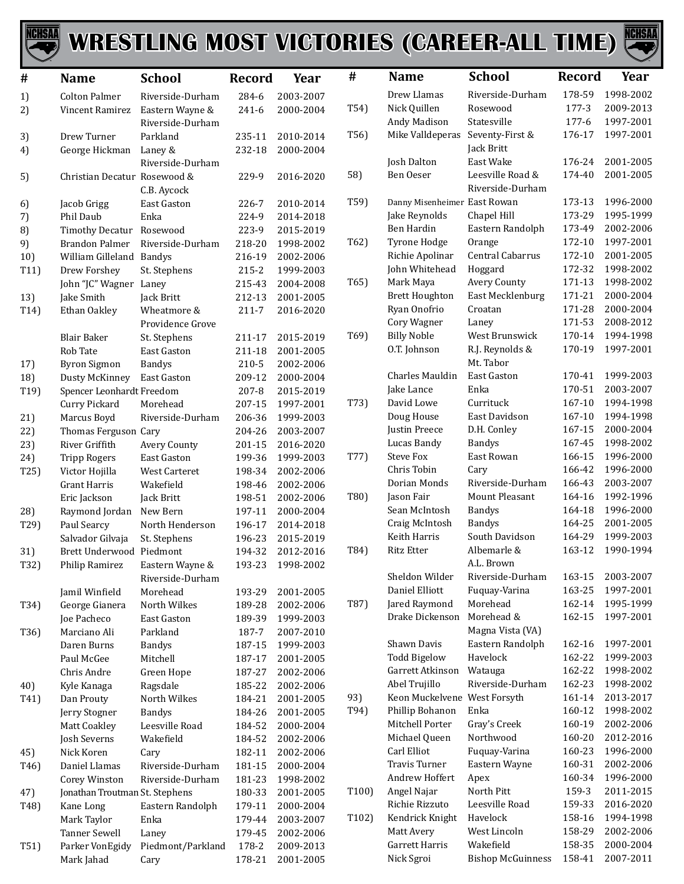# WRESTLING MOST VICTORIES (CAREER-ALL TIME)

| # | Name | School | Record | Year |
|---|---|---|---|---|
| 1) | Colton Palmer | Riverside-Durham | 284-6 | 2003-2007 |
| 2) | Vincent Ramirez | Eastern Wayne & Riverside-Durham | 241-6 | 2000-2004 |
| 3) | Drew Turner | Parkland | 235-11 | 2010-2014 |
| 4) | George Hickman | Laney & Riverside-Durham | 232-18 | 2000-2004 |
| 5) | Christian Decatur | Rosewood & C.B. Aycock | 229-9 | 2016-2020 |
| 6) | Jacob Grigg | East Gaston | 226-7 | 2010-2014 |
| 7) | Phil Daub | Enka | 224-9 | 2014-2018 |
| 8) | Timothy Decatur | Rosewood | 223-9 | 2015-2019 |
| 9) | Brandon Palmer | Riverside-Durham | 218-20 | 1998-2002 |
| 10) | William Gilleland | Bandys | 216-19 | 2002-2006 |
| T11) | Drew Forshey | St. Stephens | 215-2 | 1999-2003 |
| | John "JC" Wagner | Laney | 215-43 | 2004-2008 |
| 13) | Jake Smith | Jack Britt | 212-13 | 2001-2005 |
| T14) | Ethan Oakley | Wheatmore & Providence Grove | 211-7 | 2016-2020 |
| | Blair Baker | St. Stephens | 211-17 | 2015-2019 |
| | Rob Tate | East Gaston | 211-18 | 2001-2005 |
| 17) | Byron Sigmon | Bandys | 210-5 | 2002-2006 |
| 18) | Dusty McKinney | East Gaston | 209-12 | 2000-2004 |
| T19) | Spencer Leonhardt | Freedom | 207-8 | 2015-2019 |
| | Curry Pickard | Morehead | 207-15 | 1997-2001 |
| 21) | Marcus Boyd | Riverside-Durham | 206-36 | 1999-2003 |
| 22) | Thomas Ferguson | Cary | 204-26 | 2003-2007 |
| 23) | River Griffith | Avery County | 201-15 | 2016-2020 |
| 24) | Tripp Rogers | East Gaston | 199-36 | 1999-2003 |
| T25) | Victor Hojilla | West Carteret | 198-34 | 2002-2006 |
| | Grant Harris | Wakefield | 198-46 | 2002-2006 |
| | Eric Jackson | Jack Britt | 198-51 | 2002-2006 |
| 28) | Raymond Jordan | New Bern | 197-11 | 2000-2004 |
| T29) | Paul Searcy | North Henderson | 196-17 | 2014-2018 |
| | Salvador Gilvaja | St. Stephens | 196-23 | 2015-2019 |
| 31) | Brett Underwood | Piedmont | 194-32 | 2012-2016 |
| T32) | Philip Ramirez | Eastern Wayne & Riverside-Durham | 193-23 | 1998-2002 |
| | Jamil Winfield | Morehead | 193-29 | 2001-2005 |
| T34) | George Gianera | North Wilkes | 189-28 | 2002-2006 |
| | Joe Pacheco | East Gaston | 189-39 | 1999-2003 |
| T36) | Marciano Ali | Parkland | 187-7 | 2007-2010 |
| | Daren Burns | Bandys | 187-15 | 1999-2003 |
| | Paul McGee | Mitchell | 187-17 | 2001-2005 |
| | Chris Andre | Green Hope | 187-27 | 2002-2006 |
| 40) | Kyle Kanaga | Ragsdale | 185-22 | 2002-2006 |
| T41) | Dan Prouty | North Wilkes | 184-21 | 2001-2005 |
| | Jerry Stogner | Bandys | 184-26 | 2001-2005 |
| | Matt Coakley | Leesville Road | 184-52 | 2000-2004 |
| | Josh Severns | Wakefield | 184-52 | 2002-2006 |
| 45) | Nick Koren | Cary | 182-11 | 2002-2006 |
| T46) | Daniel Llamas | Riverside-Durham | 181-15 | 2000-2004 |
| | Corey Winston | Riverside-Durham | 181-23 | 1998-2002 |
| 47) | Jonathan Troutman | St. Stephens | 180-33 | 2001-2005 |
| T48) | Kane Long | Eastern Randolph | 179-11 | 2000-2004 |
| | Mark Taylor | Enka | 179-44 | 2003-2007 |
| | Tanner Sewell | Laney | 179-45 | 2002-2006 |
| T51) | Parker VonEgidy | Piedmont/Parkland | 178-2 | 2009-2013 |
| | Mark Jahad | Cary | 178-21 | 2001-2005 |
| | Drew Llamas | Riverside-Durham | 178-59 | 1998-2002 |
| T54) | Nick Quillen | Rosewood | 177-3 | 2009-2013 |
| | Andy Madison | Statesville | 177-6 | 1997-2001 |
| T56) | Mike Valldeperas | Seventy-First & Jack Britt | 176-17 | 1997-2001 |
| | Josh Dalton | East Wake | 176-24 | 2001-2005 |
| 58) | Ben Oeser | Leesville Road & Riverside-Durham | 174-40 | 2001-2005 |
| T59) | Danny Misenheimer | East Rowan | 173-13 | 1996-2000 |
| | Jake Reynolds | Chapel Hill | 173-29 | 1995-1999 |
| | Ben Hardin | Eastern Randolph | 173-49 | 2002-2006 |
| T62) | Tyrone Hodge | Orange | 172-10 | 1997-2001 |
| | Richie Apolinar | Central Cabarrus | 172-10 | 2001-2005 |
| | John Whitehead | Hoggard | 172-32 | 1998-2002 |
| T65) | Mark Maya | Avery County | 171-13 | 1998-2002 |
| | Brett Houghton | East Mecklenburg | 171-21 | 2000-2004 |
| | Ryan Onofrio | Croatan | 171-28 | 2000-2004 |
| | Cory Wagner | Laney | 171-53 | 2008-2012 |
| T69) | Billy Noble | West Brunswick | 170-14 | 1994-1998 |
| | O.T. Johnson | R.J. Reynolds & Mt. Tabor | 170-19 | 1997-2001 |
| | Charles Mauldin | East Gaston | 170-41 | 1999-2003 |
| | Jake Lance | Enka | 170-51 | 2003-2007 |
| T73) | David Lowe | Currituck | 167-10 | 1994-1998 |
| | Doug House | East Davidson | 167-10 | 1994-1998 |
| | Justin Preece | D.H. Conley | 167-15 | 2000-2004 |
| | Lucas Bandy | Bandys | 167-45 | 1998-2002 |
| T77) | Steve Fox | East Rowan | 166-15 | 1996-2000 |
| | Chris Tobin | Cary | 166-42 | 1996-2000 |
| | Dorian Monds | Riverside-Durham | 166-43 | 2003-2007 |
| T80) | Jason Fair | Mount Pleasant | 164-16 | 1992-1996 |
| | Sean McIntosh | Bandys | 164-18 | 1996-2000 |
| | Craig McIntosh | Bandys | 164-25 | 2001-2005 |
| | Keith Harris | South Davidson | 164-29 | 1999-2003 |
| T84) | Ritz Etter | Albemarle & A.L. Brown | 163-12 | 1990-1994 |
| | Sheldon Wilder | Riverside-Durham | 163-15 | 2003-2007 |
| | Daniel Elliott | Fuquay-Varina | 163-25 | 1997-2001 |
| T87) | Jared Raymond | Morehead | 162-14 | 1995-1999 |
| | Drake Dickenson | Morehead & Magna Vista (VA) | 162-15 | 1997-2001 |
| | Shawn Davis | Eastern Randolph | 162-16 | 1997-2001 |
| | Todd Bigelow | Havelock | 162-22 | 1999-2003 |
| | Garrett Atkinson | Watauga | 162-22 | 1998-2002 |
| | Abel Trujillo | Riverside-Durham | 162-23 | 1998-2002 |
| 93) | Keon Muckelvene | West Forsyth | 161-14 | 2013-2017 |
| T94) | Phillip Bohanon | Enka | 160-12 | 1998-2002 |
| | Mitchell Porter | Gray's Creek | 160-19 | 2002-2006 |
| | Michael Queen | Northwood | 160-20 | 2012-2016 |
| | Carl Elliot | Fuquay-Varina | 160-23 | 1996-2000 |
| | Travis Turner | Eastern Wayne | 160-31 | 2002-2006 |
| | Andrew Hoffert | Apex | 160-34 | 1996-2000 |
| T100) | Angel Najar | North Pitt | 159-3 | 2011-2015 |
| | Richie Rizzuto | Leesville Road | 159-33 | 2016-2020 |
| T102) | Kendrick Knight | Havelock | 158-16 | 1994-1998 |
| | Matt Avery | West Lincoln | 158-29 | 2002-2006 |
| | Garrett Harris | Wakefield | 158-35 | 2000-2004 |
| | Nick Sgroi | Bishop McGuinness | 158-41 | 2007-2011 |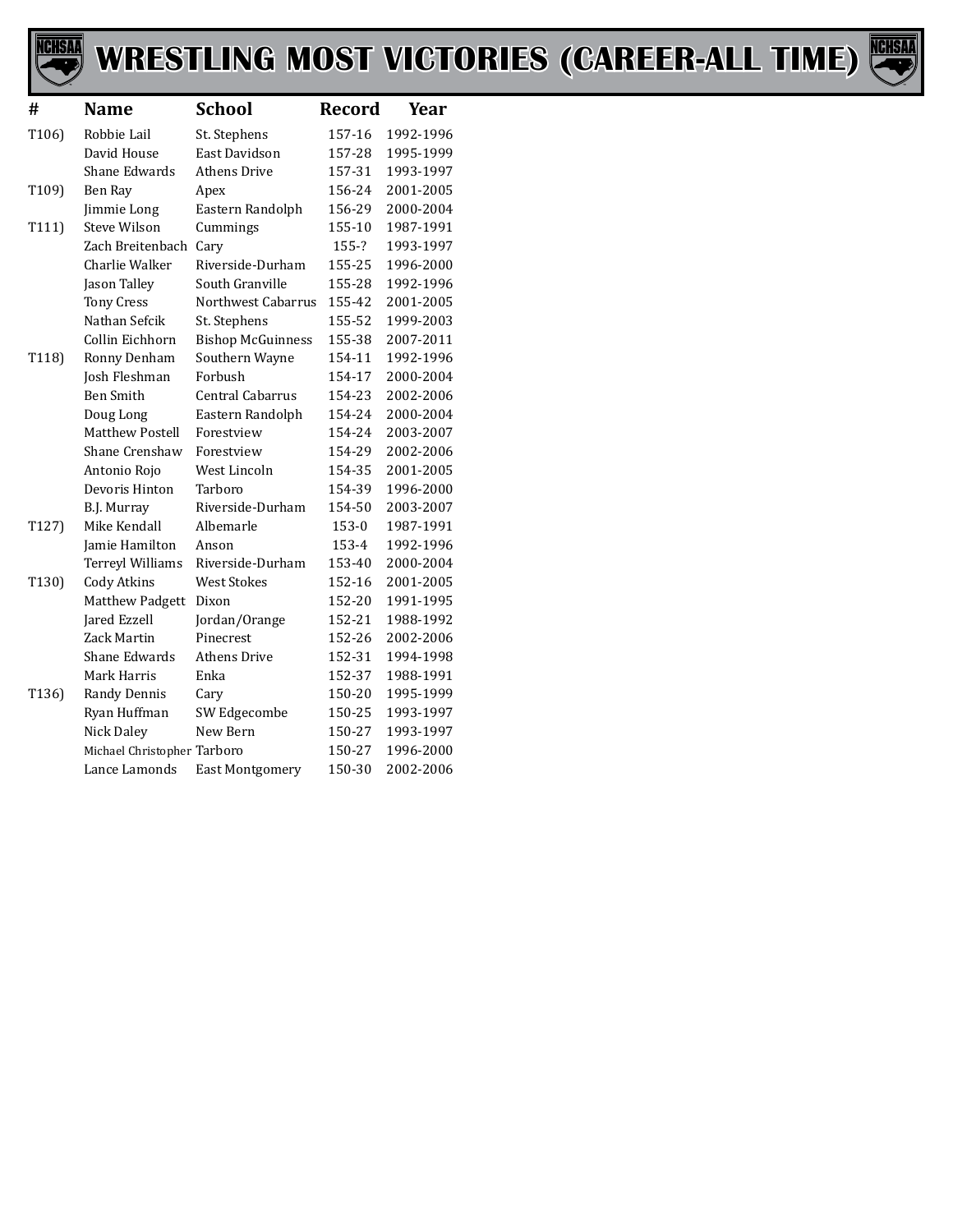# WRESTLING MOST VICTORIES (CAREER-ALL TIME)

| # | Name | School | Record | Year |
|---|---|---|---|---|
| T106) | Robbie Lail | St. Stephens | 157-16 | 1992-1996 |
| | David House | East Davidson | 157-28 | 1995-1999 |
| | Shane Edwards | Athens Drive | 157-31 | 1993-1997 |
| T109) | Ben Ray | Apex | 156-24 | 2001-2005 |
| | Jimmie Long | Eastern Randolph | 156-29 | 2000-2004 |
| T111) | Steve Wilson | Cummings | 155-10 | 1987-1991 |
| | Zach Breitenbach | Cary | 155-? | 1993-1997 |
| | Charlie Walker | Riverside-Durham | 155-25 | 1996-2000 |
| | Jason Talley | South Granville | 155-28 | 1992-1996 |
| | Tony Cress | Northwest Cabarrus | 155-42 | 2001-2005 |
| | Nathan Sefcik | St. Stephens | 155-52 | 1999-2003 |
| | Collin Eichhorn | Bishop McGuinness | 155-38 | 2007-2011 |
| T118) | Ronny Denham | Southern Wayne | 154-11 | 1992-1996 |
| | Josh Fleshman | Forbush | 154-17 | 2000-2004 |
| | Ben Smith | Central Cabarrus | 154-23 | 2002-2006 |
| | Doug Long | Eastern Randolph | 154-24 | 2000-2004 |
| | Matthew Postell | Forestview | 154-24 | 2003-2007 |
| | Shane Crenshaw | Forestview | 154-29 | 2002-2006 |
| | Antonio Rojo | West Lincoln | 154-35 | 2001-2005 |
| | Devoris Hinton | Tarboro | 154-39 | 1996-2000 |
| | B.J. Murray | Riverside-Durham | 154-50 | 2003-2007 |
| T127) | Mike Kendall | Albemarle | 153-0 | 1987-1991 |
| | Jamie Hamilton | Anson | 153-4 | 1992-1996 |
| | Terreyl Williams | Riverside-Durham | 153-40 | 2000-2004 |
| T130) | Cody Atkins | West Stokes | 152-16 | 2001-2005 |
| | Matthew Padgett | Dixon | 152-20 | 1991-1995 |
| | Jared Ezzell | Jordan/Orange | 152-21 | 1988-1992 |
| | Zack Martin | Pinecrest | 152-26 | 2002-2006 |
| | Shane Edwards | Athens Drive | 152-31 | 1994-1998 |
| | Mark Harris | Enka | 152-37 | 1988-1991 |
| T136) | Randy Dennis | Cary | 150-20 | 1995-1999 |
| | Ryan Huffman | SW Edgecombe | 150-25 | 1993-1997 |
| | Nick Daley | New Bern | 150-27 | 1993-1997 |
| | Michael Christopher | Tarboro | 150-27 | 1996-2000 |
| | Lance Lamonds | East Montgomery | 150-30 | 2002-2006 |